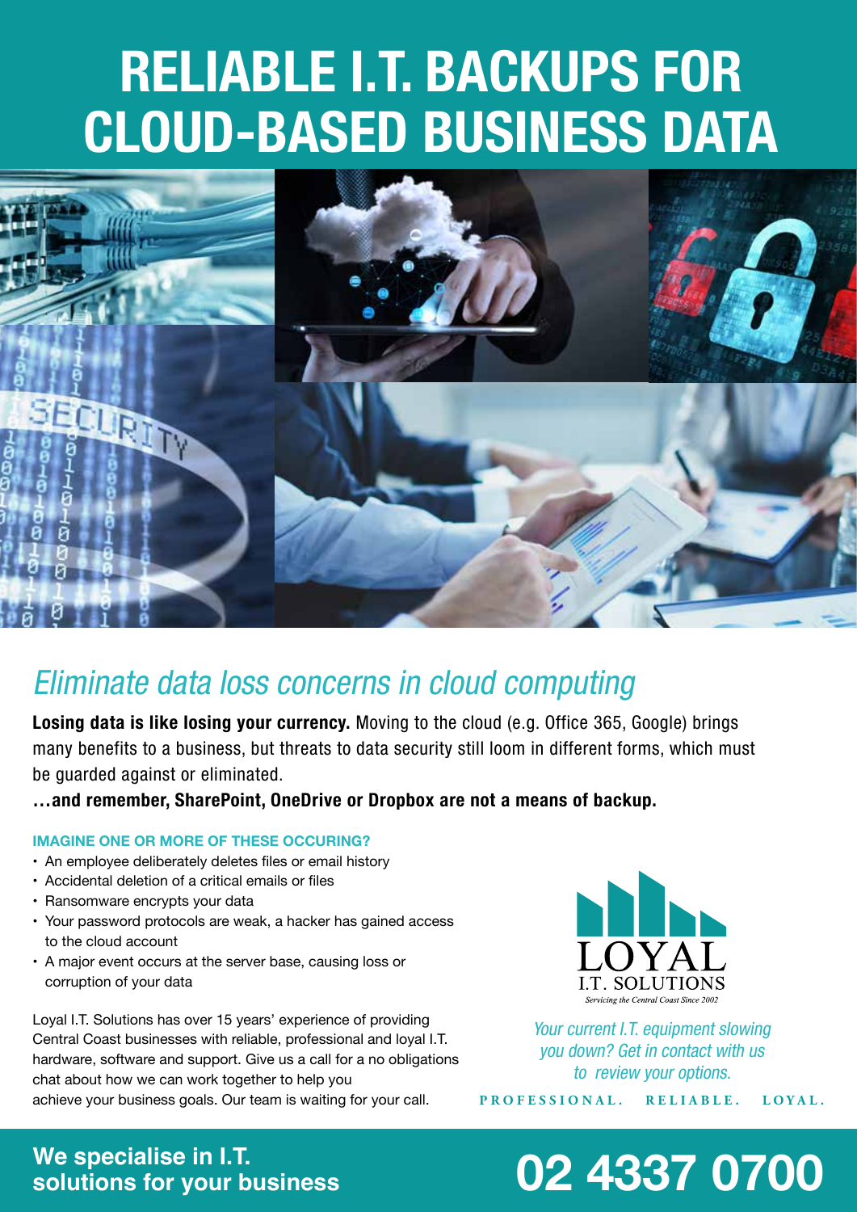# RELIABLE I.T. BACKUPS FOR CLOUD-BASED BUSINESS DATA

## *Eliminate data loss concerns in cloud computing*

**Losing data is like losing your currency.** Moving to the cloud (e.g. Office 365, Google) brings many benefits to a business, but threats to data security still loom in different forms, which must be guarded against or eliminated.

**…and remember, SharePoint, OneDrive or Dropbox are not a means of backup.**

#### IMAGINE ONE OR MORE OF THESE OCCURING?

- An employee deliberately deletes files or email history
- Accidental deletion of a critical emails or files
- Ransomware encrypts your data
- Your password protocols are weak, a hacker has gained access to the cloud account
- A major event occurs at the server base, causing loss or corruption of your data

Loyal I.T. Solutions has over 15 years' experience of providing Central Coast businesses with reliable, professional and loyal I.T. hardware, software and support. Give us a call for a no obligations chat about how we can work together to help you achieve your business goals. Our team is waiting for your call.

LOYAL I.T. SOLUTIONS
*Servicing the Central Coast Since 2002*

*Your current I.T. equipment slowing you down? Get in contact with us to review your options.*

PROFESSIONAL. RELIABLE. LOYAL.

**We specialise in I.T. solutions for your business**

# 02 4337 0700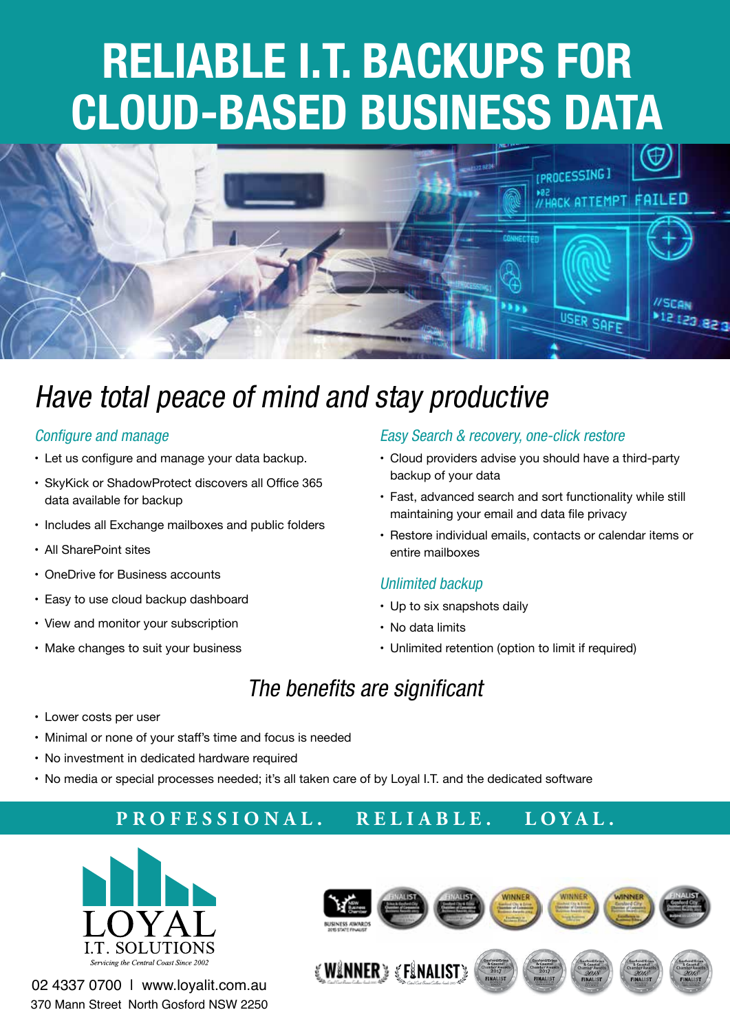# RELIABLE I.T. BACKUPS FOR CLOUD-BASED BUSINESS DATA

## *Have total peace of mind and stay productive*

### *Configure and manage*

- Let us configure and manage your data backup.
- SkyKick or ShadowProtect discovers all Office 365 data available for backup
- Includes all Exchange mailboxes and public folders
- All SharePoint sites
- OneDrive for Business accounts
- Easy to use cloud backup dashboard
- View and monitor your subscription
- Make changes to suit your business

### *Easy Search & recovery, one-click restore*

- Cloud providers advise you should have a third-party backup of your data
- Fast, advanced search and sort functionality while still maintaining your email and data file privacy
- Restore individual emails, contacts or calendar items or entire mailboxes

### *Unlimited backup*

- Up to six snapshots daily
- No data limits
- Unlimited retention (option to limit if required)

## *The benefits are significant*

- Lower costs per user
- Minimal or none of your staff's time and focus is needed
- No investment in dedicated hardware required
- No media or special processes needed; it's all taken care of by Loyal I.T. and the dedicated software

**PROFESSIONAL. RELIABLE. LOYAL.**

LOYAL I.T. SOLUTIONS

*Servicing the Central Coast Since 2002*

02 4337 0700 | www.loyalit.com.au

370 Mann Street North Gosford NSW 2250